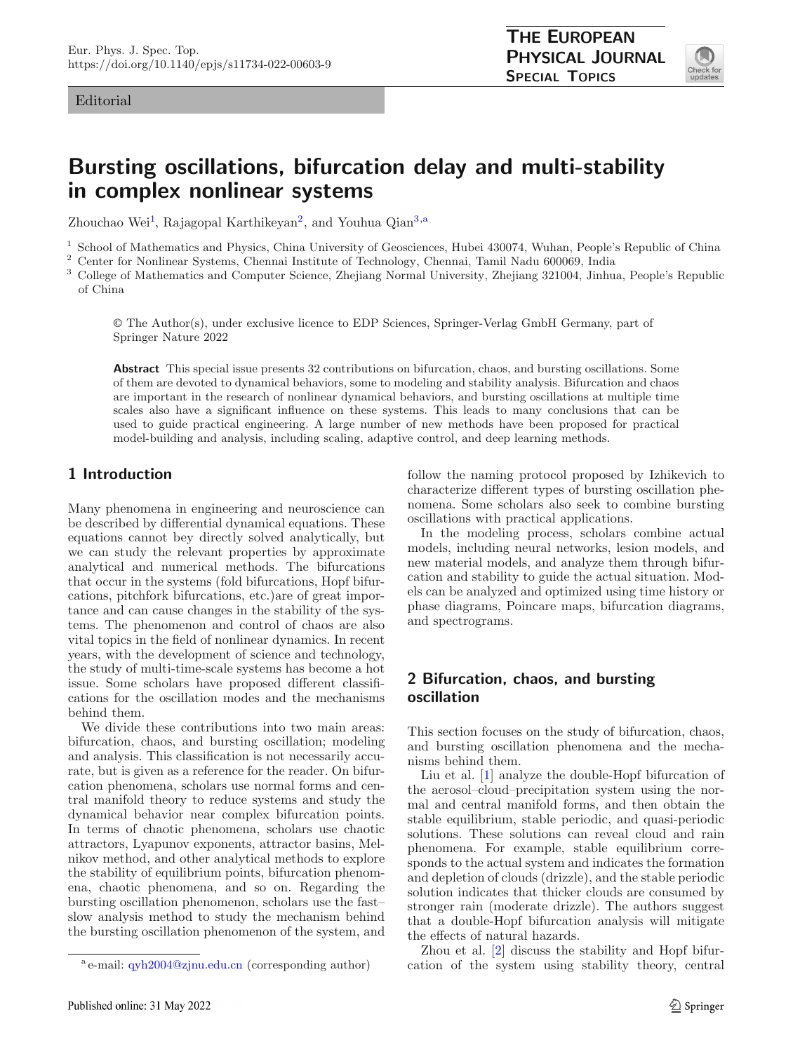Editorial

# Bursting oscillations, bifurcation delay and multi-stability in complex nonlinear systems

Zhouchao Wei[1], Rajagopal Karthikeyan[2], and Youhua Qian[3,a]

[1] School of Mathematics and Physics, China University of Geosciences, Hubei 430074, Wuhan, People's Republic of China
[2] Center for Nonlinear Systems, Chennai Institute of Technology, Chennai, Tamil Nadu 600069, India
[3] College of Mathematics and Computer Science, Zhejiang Normal University, Zhejiang 321004, Jinhua, People's Republic of China

© The Author(s), under exclusive licence to EDP Sciences, Springer-Verlag GmbH Germany, part of Springer Nature 2022

**Abstract** This special issue presents 32 contributions on bifurcation, chaos, and bursting oscillations. Some of them are devoted to dynamical behaviors, some to modeling and stability analysis. Bifurcation and chaos are important in the research of nonlinear dynamical behaviors, and bursting oscillations at multiple time scales also have a significant influence on these systems. This leads to many conclusions that can be used to guide practical engineering. A large number of new methods have been proposed for practical model-building and analysis, including scaling, adaptive control, and deep learning methods.

## 1 Introduction

Many phenomena in engineering and neuroscience can be described by differential dynamical equations. These equations cannot bey directly solved analytically, but we can study the relevant properties by approximate analytical and numerical methods. The bifurcations that occur in the systems (fold bifurcations, Hopf bifurcations, pitchfork bifurcations, etc.)are of great importance and can cause changes in the stability of the systems. The phenomenon and control of chaos are also vital topics in the field of nonlinear dynamics. In recent years, with the development of science and technology, the study of multi-time-scale systems has become a hot issue. Some scholars have proposed different classifications for the oscillation modes and the mechanisms behind them.

We divide these contributions into two main areas: bifurcation, chaos, and bursting oscillation; modeling and analysis. This classification is not necessarily accurate, but is given as a reference for the reader. On bifurcation phenomena, scholars use normal forms and central manifold theory to reduce systems and study the dynamical behavior near complex bifurcation points. In terms of chaotic phenomena, scholars use chaotic attractors, Lyapunov exponents, attractor basins, Melnikov method, and other analytical methods to explore the stability of equilibrium points, bifurcation phenomena, chaotic phenomena, and so on. Regarding the bursting oscillation phenomenon, scholars use the fast–slow analysis method to study the mechanism behind the bursting oscillation phenomenon of the system, and follow the naming protocol proposed by Izhikevich to characterize different types of bursting oscillation phenomena. Some scholars also seek to combine bursting oscillations with practical applications.

In the modeling process, scholars combine actual models, including neural networks, lesion models, and new material models, and analyze them through bifurcation and stability to guide the actual situation. Models can be analyzed and optimized using time history or phase diagrams, Poincare maps, bifurcation diagrams, and spectrograms.

## 2 Bifurcation, chaos, and bursting oscillation

This section focuses on the study of bifurcation, chaos, and bursting oscillation phenomena and the mechanisms behind them.

Liu et al. [1] analyze the double-Hopf bifurcation of the aerosol–cloud–precipitation system using the normal and central manifold forms, and then obtain the stable equilibrium, stable periodic, and quasi-periodic solutions. These solutions can reveal cloud and rain phenomena. For example, stable equilibrium corresponds to the actual system and indicates the formation and depletion of clouds (drizzle), and the stable periodic solution indicates that thicker clouds are consumed by stronger rain (moderate drizzle). The authors suggest that a double-Hopf bifurcation analysis will mitigate the effects of natural hazards.

Zhou et al. [2] discuss the stability and Hopf bifurcation of the system using stability theory, central

[a] e-mail: qyh2004@zjnu.edu.cn (corresponding author)

Published online: 31 May 2022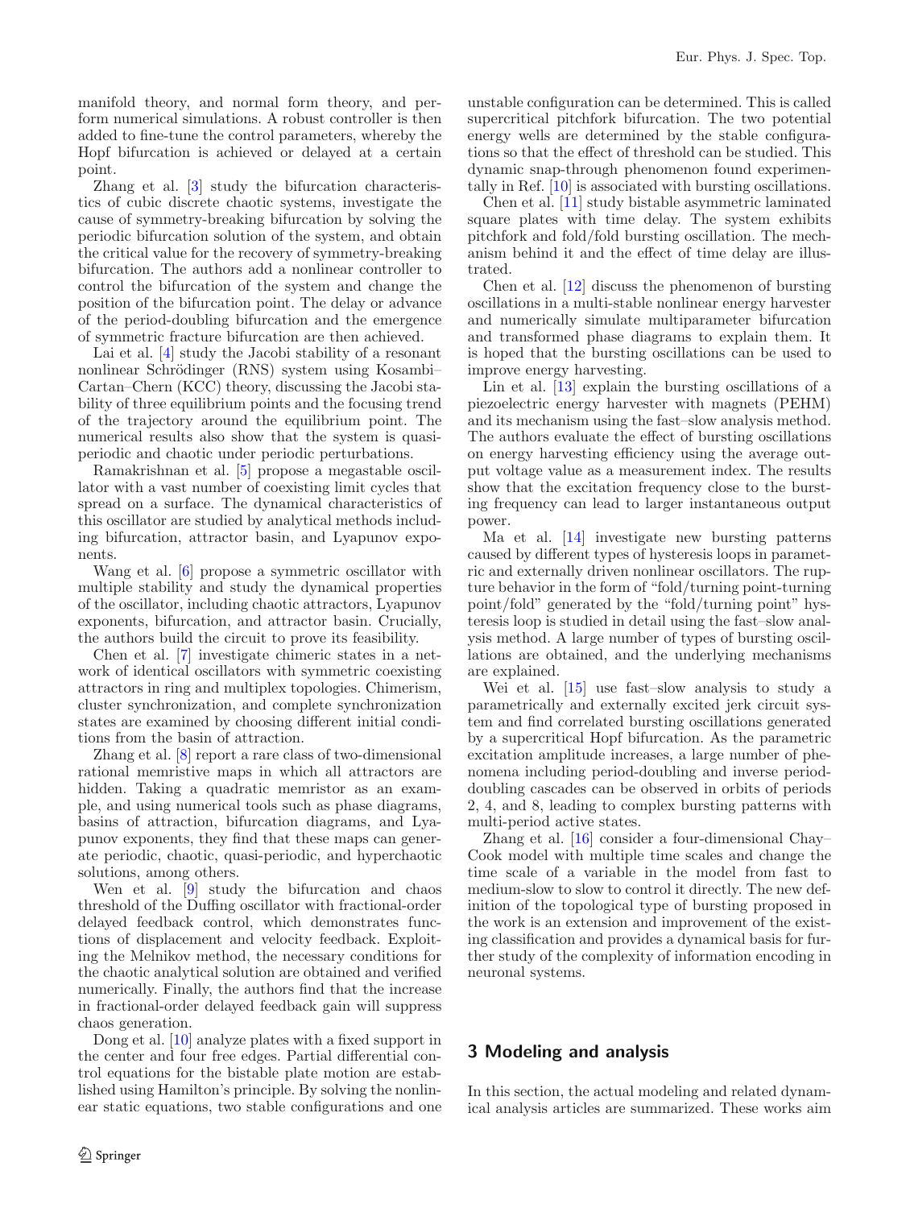manifold theory, and normal form theory, and perform numerical simulations. A robust controller is then added to fine-tune the control parameters, whereby the Hopf bifurcation is achieved or delayed at a certain point.

Zhang et al. [3] study the bifurcation characteristics of cubic discrete chaotic systems, investigate the cause of symmetry-breaking bifurcation by solving the periodic bifurcation solution of the system, and obtain the critical value for the recovery of symmetry-breaking bifurcation. The authors add a nonlinear controller to control the bifurcation of the system and change the position of the bifurcation point. The delay or advance of the period-doubling bifurcation and the emergence of symmetric fracture bifurcation are then achieved.

Lai et al. [4] study the Jacobi stability of a resonant nonlinear Schrödinger (RNS) system using Kosambi–Cartan–Chern (KCC) theory, discussing the Jacobi stability of three equilibrium points and the focusing trend of the trajectory around the equilibrium point. The numerical results also show that the system is quasi-periodic and chaotic under periodic perturbations.

Ramakrishnan et al. [5] propose a megastable oscillator with a vast number of coexisting limit cycles that spread on a surface. The dynamical characteristics of this oscillator are studied by analytical methods including bifurcation, attractor basin, and Lyapunov exponents.

Wang et al. [6] propose a symmetric oscillator with multiple stability and study the dynamical properties of the oscillator, including chaotic attractors, Lyapunov exponents, bifurcation, and attractor basin. Crucially, the authors build the circuit to prove its feasibility.

Chen et al. [7] investigate chimeric states in a network of identical oscillators with symmetric coexisting attractors in ring and multiplex topologies. Chimerism, cluster synchronization, and complete synchronization states are examined by choosing different initial conditions from the basin of attraction.

Zhang et al. [8] report a rare class of two-dimensional rational memristive maps in which all attractors are hidden. Taking a quadratic memristor as an example, and using numerical tools such as phase diagrams, basins of attraction, bifurcation diagrams, and Lyapunov exponents, they find that these maps can generate periodic, chaotic, quasi-periodic, and hyperchaotic solutions, among others.

Wen et al. [9] study the bifurcation and chaos threshold of the Duffing oscillator with fractional-order delayed feedback control, which demonstrates functions of displacement and velocity feedback. Exploiting the Melnikov method, the necessary conditions for the chaotic analytical solution are obtained and verified numerically. Finally, the authors find that the increase in fractional-order delayed feedback gain will suppress chaos generation.

Dong et al. [10] analyze plates with a fixed support in the center and four free edges. Partial differential control equations for the bistable plate motion are established using Hamilton's principle. By solving the nonlinear static equations, two stable configurations and one unstable configuration can be determined. This is called supercritical pitchfork bifurcation. The two potential energy wells are determined by the stable configurations so that the effect of threshold can be studied. This dynamic snap-through phenomenon found experimentally in Ref. [10] is associated with bursting oscillations.

Chen et al. [11] study bistable asymmetric laminated square plates with time delay. The system exhibits pitchfork and fold/fold bursting oscillation. The mechanism behind it and the effect of time delay are illustrated.

Chen et al. [12] discuss the phenomenon of bursting oscillations in a multi-stable nonlinear energy harvester and numerically simulate multiparameter bifurcation and transformed phase diagrams to explain them. It is hoped that the bursting oscillations can be used to improve energy harvesting.

Lin et al. [13] explain the bursting oscillations of a piezoelectric energy harvester with magnets (PEHM) and its mechanism using the fast–slow analysis method. The authors evaluate the effect of bursting oscillations on energy harvesting efficiency using the average output voltage value as a measurement index. The results show that the excitation frequency close to the bursting frequency can lead to larger instantaneous output power.

Ma et al. [14] investigate new bursting patterns caused by different types of hysteresis loops in parametric and externally driven nonlinear oscillators. The rupture behavior in the form of "fold/turning point-turning point/fold" generated by the "fold/turning point" hysteresis loop is studied in detail using the fast–slow analysis method. A large number of types of bursting oscillations are obtained, and the underlying mechanisms are explained.

Wei et al. [15] use fast–slow analysis to study a parametrically and externally excited jerk circuit system and find correlated bursting oscillations generated by a supercritical Hopf bifurcation. As the parametric excitation amplitude increases, a large number of phenomena including period-doubling and inverse period-doubling cascades can be observed in orbits of periods 2, 4, and 8, leading to complex bursting patterns with multi-period active states.

Zhang et al. [16] consider a four-dimensional Chay–Cook model with multiple time scales and change the time scale of a variable in the model from fast to medium-slow to slow to control it directly. The new definition of the topological type of bursting proposed in the work is an extension and improvement of the existing classification and provides a dynamical basis for further study of the complexity of information encoding in neuronal systems.

## 3 Modeling and analysis

In this section, the actual modeling and related dynamical analysis articles are summarized. These works aim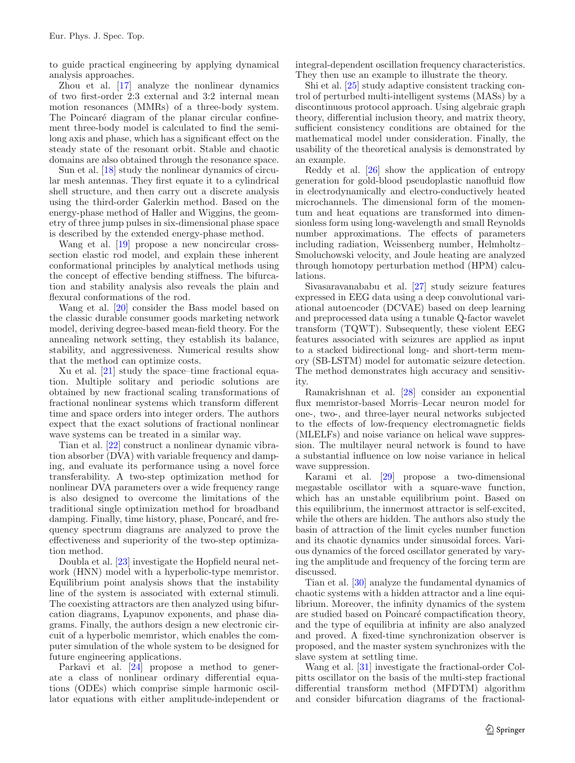to guide practical engineering by applying dynamical analysis approaches.

Zhou et al. [17] analyze the nonlinear dynamics of two first-order 2:3 external and 3:2 internal mean motion resonances (MMRs) of a three-body system. The Poincaré diagram of the planar circular confinement three-body model is calculated to find the semi-long axis and phase, which has a significant effect on the steady state of the resonant orbit. Stable and chaotic domains are also obtained through the resonance space.

Sun et al. [18] study the nonlinear dynamics of circular mesh antennas. They first equate it to a cylindrical shell structure, and then carry out a discrete analysis using the third-order Galerkin method. Based on the energy-phase method of Haller and Wiggins, the geometry of three jump pulses in six-dimensional phase space is described by the extended energy-phase method.

Wang et al. [19] propose a new noncircular cross-section elastic rod model, and explain these inherent conformational principles by analytical methods using the concept of effective bending stiffness. The bifurcation and stability analysis also reveals the plain and flexural conformations of the rod.

Wang et al. [20] consider the Bass model based on the classic durable consumer goods marketing network model, deriving degree-based mean-field theory. For the annealing network setting, they establish its balance, stability, and aggressiveness. Numerical results show that the method can optimize costs.

Xu et al. [21] study the space–time fractional equation. Multiple solitary and periodic solutions are obtained by new fractional scaling transformations of fractional nonlinear systems which transform different time and space orders into integer orders. The authors expect that the exact solutions of fractional nonlinear wave systems can be treated in a similar way.

Tian et al. [22] construct a nonlinear dynamic vibration absorber (DVA) with variable frequency and damping, and evaluate its performance using a novel force transferability. A two-step optimization method for nonlinear DVA parameters over a wide frequency range is also designed to overcome the limitations of the traditional single optimization method for broadband damping. Finally, time history, phase, Poncaré, and frequency spectrum diagrams are analyzed to prove the effectiveness and superiority of the two-step optimization method.

Doubla et al. [23] investigate the Hopfield neural network (HNN) model with a hyperbolic-type memristor. Equilibrium point analysis shows that the instability line of the system is associated with external stimuli. The coexisting attractors are then analyzed using bifurcation diagrams, Lyapunov exponents, and phase diagrams. Finally, the authors design a new electronic circuit of a hyperbolic memristor, which enables the computer simulation of the whole system to be designed for future engineering applications.

Parkavi et al. [24] propose a method to generate a class of nonlinear ordinary differential equations (ODEs) which comprise simple harmonic oscillator equations with either amplitude-independent or integral-dependent oscillation frequency characteristics. They then use an example to illustrate the theory.

Shi et al. [25] study adaptive consistent tracking control of perturbed multi-intelligent systems (MASs) by a discontinuous protocol approach. Using algebraic graph theory, differential inclusion theory, and matrix theory, sufficient consistency conditions are obtained for the mathematical model under consideration. Finally, the usability of the theoretical analysis is demonstrated by an example.

Reddy et al. [26] show the application of entropy generation for gold-blood pseudoplastic nanofluid flow in electrodynamically and electro-conductively heated microchannels. The dimensional form of the momentum and heat equations are transformed into dimensionless form using long-wavelength and small Reynolds number approximations. The effects of parameters including radiation, Weissenberg number, Helmholtz–Smoluchowski velocity, and Joule heating are analyzed through homotopy perturbation method (HPM) calculations.

Sivasaravanababu et al. [27] study seizure features expressed in EEG data using a deep convolutional variational autoencoder (DCVAE) based on deep learning and preprocessed data using a tunable Q-factor wavelet transform (TQWT). Subsequently, these violent EEG features associated with seizures are applied as input to a stacked bidirectional long- and short-term memory (SB-LSTM) model for automatic seizure detection. The method demonstrates high accuracy and sensitivity.

Ramakrishnan et al. [28] consider an exponential flux memristor-based Morris–Lecar neuron model for one-, two-, and three-layer neural networks subjected to the effects of low-frequency electromagnetic fields (MLELFs) and noise variance on helical wave suppression. The multilayer neural network is found to have a substantial influence on low noise variance in helical wave suppression.

Karami et al. [29] propose a two-dimensional megastable oscillator with a square-wave function, which has an unstable equilibrium point. Based on this equilibrium, the innermost attractor is self-excited, while the others are hidden. The authors also study the basin of attraction of the limit cycles number function and its chaotic dynamics under sinusoidal forces. Various dynamics of the forced oscillator generated by varying the amplitude and frequency of the forcing term are discussed.

Tian et al. [30] analyze the fundamental dynamics of chaotic systems with a hidden attractor and a line equilibrium. Moreover, the infinity dynamics of the system are studied based on Poincaré compactification theory, and the type of equilibria at infinity are also analyzed and proved. A fixed-time synchronization observer is proposed, and the master system synchronizes with the slave system at settling time.

Wang et al. [31] investigate the fractional-order Colpitts oscillator on the basis of the multi-step fractional differential transform method (MFDTM) algorithm and consider bifurcation diagrams of the fractional-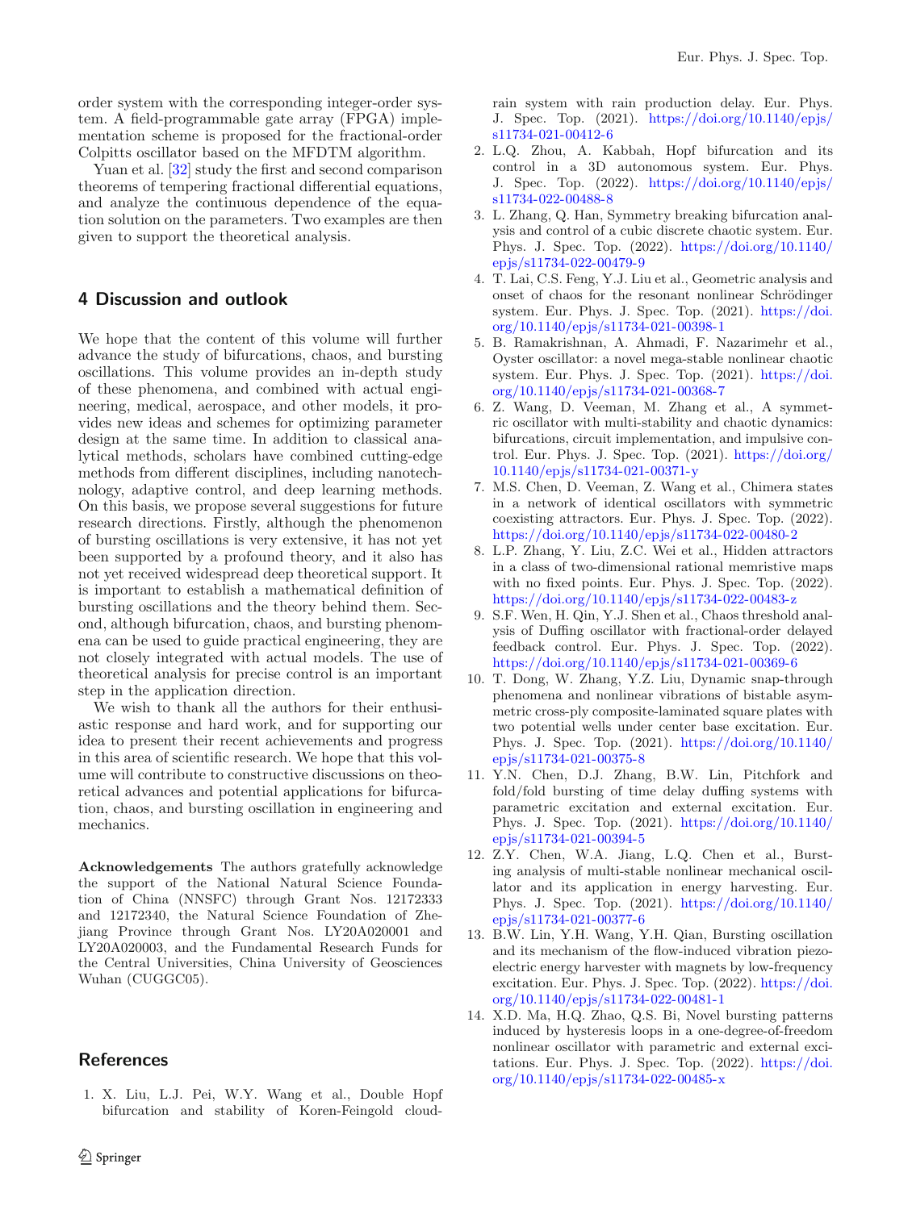order system with the corresponding integer-order system. A field-programmable gate array (FPGA) implementation scheme is proposed for the fractional-order Colpitts oscillator based on the MFDTM algorithm.

Yuan et al. [32] study the first and second comparison theorems of tempering fractional differential equations, and analyze the continuous dependence of the equation solution on the parameters. Two examples are then given to support the theoretical analysis.

## 4 Discussion and outlook

We hope that the content of this volume will further advance the study of bifurcations, chaos, and bursting oscillations. This volume provides an in-depth study of these phenomena, and combined with actual engineering, medical, aerospace, and other models, it provides new ideas and schemes for optimizing parameter design at the same time. In addition to classical analytical methods, scholars have combined cutting-edge methods from different disciplines, including nanotechnology, adaptive control, and deep learning methods. On this basis, we propose several suggestions for future research directions. Firstly, although the phenomenon of bursting oscillations is very extensive, it has not yet been supported by a profound theory, and it also has not yet received widespread deep theoretical support. It is important to establish a mathematical definition of bursting oscillations and the theory behind them. Second, although bifurcation, chaos, and bursting phenomena can be used to guide practical engineering, they are not closely integrated with actual models. The use of theoretical analysis for precise control is an important step in the application direction.

We wish to thank all the authors for their enthusiastic response and hard work, and for supporting our idea to present their recent achievements and progress in this area of scientific research. We hope that this volume will contribute to constructive discussions on theoretical advances and potential applications for bifurcation, chaos, and bursting oscillation in engineering and mechanics.

**Acknowledgements** The authors gratefully acknowledge the support of the National Natural Science Foundation of China (NNSFC) through Grant Nos. 12172333 and 12172340, the Natural Science Foundation of Zhejiang Province through Grant Nos. LY20A020001 and LY20A020003, and the Fundamental Research Funds for the Central Universities, China University of Geosciences Wuhan (CUGGC05).

## References

1. X. Liu, L.J. Pei, W.Y. Wang et al., Double Hopf bifurcation and stability of Koren-Feingold cloud-rain system with rain production delay. Eur. Phys. J. Spec. Top. (2021). https://doi.org/10.1140/epjs/s11734-021-00412-6
2. L.Q. Zhou, A. Kabbah, Hopf bifurcation and its control in a 3D autonomous system. Eur. Phys. J. Spec. Top. (2022). https://doi.org/10.1140/epjs/s11734-022-00488-8
3. L. Zhang, Q. Han, Symmetry breaking bifurcation analysis and control of a cubic discrete chaotic system. Eur. Phys. J. Spec. Top. (2022). https://doi.org/10.1140/epjs/s11734-022-00479-9
4. T. Lai, C.S. Feng, Y.J. Liu et al., Geometric analysis and onset of chaos for the resonant nonlinear Schrödinger system. Eur. Phys. J. Spec. Top. (2021). https://doi.org/10.1140/epjs/s11734-021-00398-1
5. B. Ramakrishnan, A. Ahmadi, F. Nazarimehr et al., Oyster oscillator: a novel mega-stable nonlinear chaotic system. Eur. Phys. J. Spec. Top. (2021). https://doi.org/10.1140/epjs/s11734-021-00368-7
6. Z. Wang, D. Veeman, M. Zhang et al., A symmetric oscillator with multi-stability and chaotic dynamics: bifurcations, circuit implementation, and impulsive control. Eur. Phys. J. Spec. Top. (2021). https://doi.org/10.1140/epjs/s11734-021-00371-y
7. M.S. Chen, D. Veeman, Z. Wang et al., Chimera states in a network of identical oscillators with symmetric coexisting attractors. Eur. Phys. J. Spec. Top. (2022). https://doi.org/10.1140/epjs/s11734-022-00480-2
8. L.P. Zhang, Y. Liu, Z.C. Wei et al., Hidden attractors in a class of two-dimensional rational memristive maps with no fixed points. Eur. Phys. J. Spec. Top. (2022). https://doi.org/10.1140/epjs/s11734-022-00483-z
9. S.F. Wen, H. Qin, Y.J. Shen et al., Chaos threshold analysis of Duffing oscillator with fractional-order delayed feedback control. Eur. Phys. J. Spec. Top. (2022). https://doi.org/10.1140/epjs/s11734-021-00369-6
10. T. Dong, W. Zhang, Y.Z. Liu, Dynamic snap-through phenomena and nonlinear vibrations of bistable asymmetric cross-ply composite-laminated square plates with two potential wells under center base excitation. Eur. Phys. J. Spec. Top. (2021). https://doi.org/10.1140/epjs/s11734-021-00375-8
11. Y.N. Chen, D.J. Zhang, B.W. Lin, Pitchfork and fold/fold bursting of time delay duffing systems with parametric excitation and external excitation. Eur. Phys. J. Spec. Top. (2021). https://doi.org/10.1140/epjs/s11734-021-00394-5
12. Z.Y. Chen, W.A. Jiang, L.Q. Chen et al., Bursting analysis of multi-stable nonlinear mechanical oscillator and its application in energy harvesting. Eur. Phys. J. Spec. Top. (2021). https://doi.org/10.1140/epjs/s11734-021-00377-6
13. B.W. Lin, Y.H. Wang, Y.H. Qian, Bursting oscillation and its mechanism of the flow-induced vibration piezoelectric energy harvester with magnets by low-frequency excitation. Eur. Phys. J. Spec. Top. (2022). https://doi.org/10.1140/epjs/s11734-022-00481-1
14. X.D. Ma, H.Q. Zhao, Q.S. Bi, Novel bursting patterns induced by hysteresis loops in a one-degree-of-freedom nonlinear oscillator with parametric and external excitations. Eur. Phys. J. Spec. Top. (2022). https://doi.org/10.1140/epjs/s11734-022-00485-x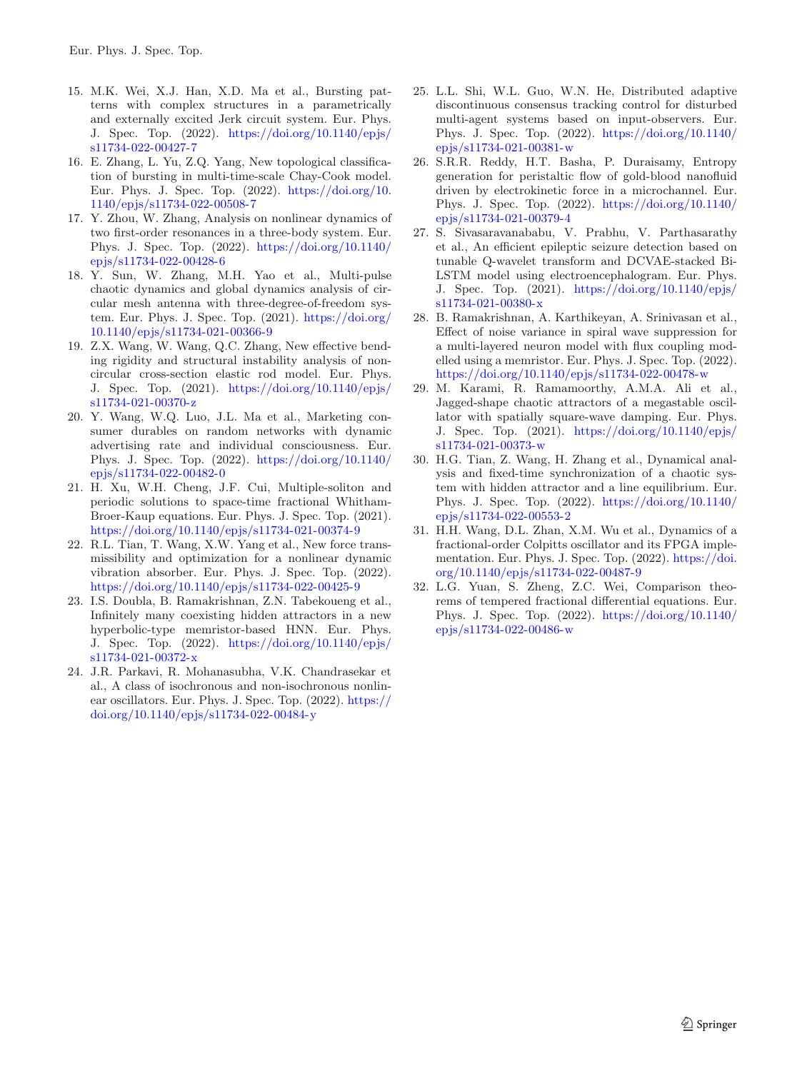15. M.K. Wei, X.J. Han, X.D. Ma et al., Bursting patterns with complex structures in a parametrically and externally excited Jerk circuit system. Eur. Phys. J. Spec. Top. (2022). https://doi.org/10.1140/epjs/s11734-022-00427-7
16. E. Zhang, L. Yu, Z.Q. Yang, New topological classification of bursting in multi-time-scale Chay-Cook model. Eur. Phys. J. Spec. Top. (2022). https://doi.org/10.1140/epjs/s11734-022-00508-7
17. Y. Zhou, W. Zhang, Analysis on nonlinear dynamics of two first-order resonances in a three-body system. Eur. Phys. J. Spec. Top. (2022). https://doi.org/10.1140/epjs/s11734-022-00428-6
18. Y. Sun, W. Zhang, M.H. Yao et al., Multi-pulse chaotic dynamics and global dynamics analysis of circular mesh antenna with three-degree-of-freedom system. Eur. Phys. J. Spec. Top. (2021). https://doi.org/10.1140/epjs/s11734-021-00366-9
19. Z.X. Wang, W. Wang, Q.C. Zhang, New effective bending rigidity and structural instability analysis of noncircular cross-section elastic rod model. Eur. Phys. J. Spec. Top. (2021). https://doi.org/10.1140/epjs/s11734-021-00370-z
20. Y. Wang, W.Q. Luo, J.L. Ma et al., Marketing consumer durables on random networks with dynamic advertising rate and individual consciousness. Eur. Phys. J. Spec. Top. (2022). https://doi.org/10.1140/epjs/s11734-022-00482-0
21. H. Xu, W.H. Cheng, J.F. Cui, Multiple-soliton and periodic solutions to space-time fractional Whitham-Broer-Kaup equations. Eur. Phys. J. Spec. Top. (2021). https://doi.org/10.1140/epjs/s11734-021-00374-9
22. R.L. Tian, T. Wang, X.W. Yang et al., New force transmissibility and optimization for a nonlinear dynamic vibration absorber. Eur. Phys. J. Spec. Top. (2022). https://doi.org/10.1140/epjs/s11734-022-00425-9
23. I.S. Doubla, B. Ramakrishnan, Z.N. Tabekoueng et al., Infinitely many coexisting hidden attractors in a new hyperbolic-type memristor-based HNN. Eur. Phys. J. Spec. Top. (2022). https://doi.org/10.1140/epjs/s11734-021-00372-x
24. J.R. Parkavi, R. Mohanasubha, V.K. Chandrasekar et al., A class of isochronous and non-isochronous nonlinear oscillators. Eur. Phys. J. Spec. Top. (2022). https://doi.org/10.1140/epjs/s11734-022-00484-y
25. L.L. Shi, W.L. Guo, W.N. He, Distributed adaptive discontinuous consensus tracking control for disturbed multi-agent systems based on input-observers. Eur. Phys. J. Spec. Top. (2022). https://doi.org/10.1140/epjs/s11734-021-00381-w
26. S.R.R. Reddy, H.T. Basha, P. Duraisamy, Entropy generation for peristaltic flow of gold-blood nanofluid driven by electrokinetic force in a microchannel. Eur. Phys. J. Spec. Top. (2022). https://doi.org/10.1140/epjs/s11734-021-00379-4
27. S. Sivasaravanababu, V. Prabhu, V. Parthasarathy et al., An efficient epileptic seizure detection based on tunable Q-wavelet transform and DCVAE-stacked Bi-LSTM model using electroencephalogram. Eur. Phys. J. Spec. Top. (2021). https://doi.org/10.1140/epjs/s11734-021-00380-x
28. B. Ramakrishnan, A. Karthikeyan, A. Srinivasan et al., Effect of noise variance in spiral wave suppression for a multi-layered neuron model with flux coupling modelled using a memristor. Eur. Phys. J. Spec. Top. (2022). https://doi.org/10.1140/epjs/s11734-022-00478-w
29. M. Karami, R. Ramamoorthy, A.M.A. Ali et al., Jagged-shape chaotic attractors of a megastable oscillator with spatially square-wave damping. Eur. Phys. J. Spec. Top. (2021). https://doi.org/10.1140/epjs/s11734-021-00373-w
30. H.G. Tian, Z. Wang, H. Zhang et al., Dynamical analysis and fixed-time synchronization of a chaotic system with hidden attractor and a line equilibrium. Eur. Phys. J. Spec. Top. (2022). https://doi.org/10.1140/epjs/s11734-022-00553-2
31. H.H. Wang, D.L. Zhan, X.M. Wu et al., Dynamics of a fractional-order Colpitts oscillator and its FPGA implementation. Eur. Phys. J. Spec. Top. (2022). https://doi.org/10.1140/epjs/s11734-022-00487-9
32. L.G. Yuan, S. Zheng, Z.C. Wei, Comparison theorems of tempered fractional differential equations. Eur. Phys. J. Spec. Top. (2022). https://doi.org/10.1140/epjs/s11734-022-00486-w